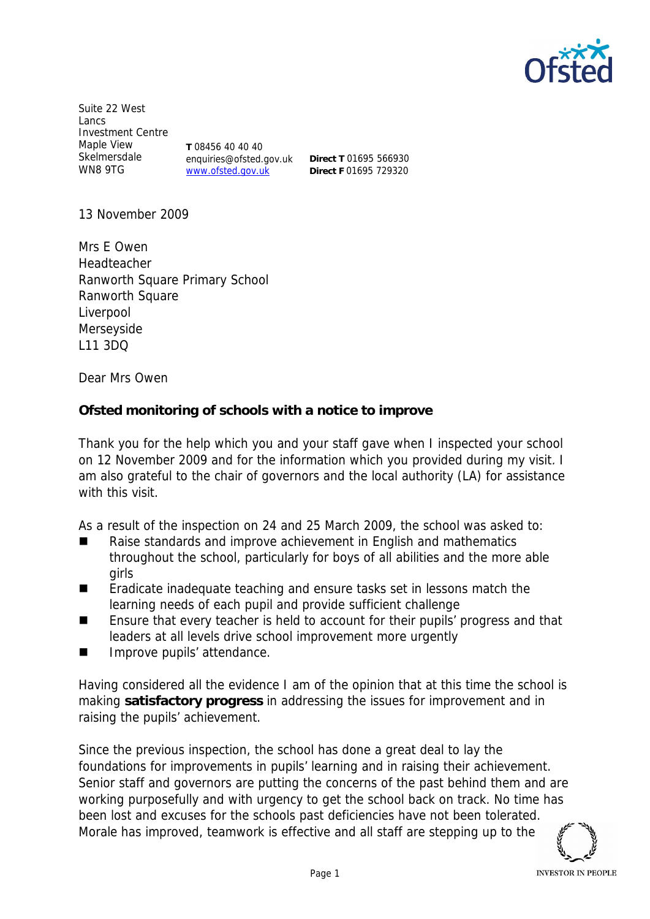Suite 22 West Lancs Investment Centre
Maple View
Skelmersdale
WN8 9TG

**T** 08456 40 40 40
enquiries@ofsted.gov.uk
www.ofsted.gov.uk

**Direct T** 01695 566930
**Direct F** 01695 729320

13 November 2009

Mrs E Owen
Headteacher
Ranworth Square Primary School
Ranworth Square
Liverpool
Merseyside
L11 3DQ

Dear Mrs Owen

**Ofsted monitoring of schools with a notice to improve**

Thank you for the help which you and your staff gave when I inspected your school on 12 November 2009 and for the information which you provided during my visit. I am also grateful to the chair of governors and the local authority (LA) for assistance with this visit.

As a result of the inspection on 24 and 25 March 2009, the school was asked to:

- Raise standards and improve achievement in English and mathematics throughout the school, particularly for boys of all abilities and the more able girls
- Eradicate inadequate teaching and ensure tasks set in lessons match the learning needs of each pupil and provide sufficient challenge
- Ensure that every teacher is held to account for their pupils' progress and that leaders at all levels drive school improvement more urgently
- Improve pupils' attendance.

Having considered all the evidence I am of the opinion that at this time the school is making **satisfactory progress** in addressing the issues for improvement and in raising the pupils' achievement.

Since the previous inspection, the school has done a great deal to lay the foundations for improvements in pupils' learning and in raising their achievement. Senior staff and governors are putting the concerns of the past behind them and are working purposefully and with urgency to get the school back on track. No time has been lost and excuses for the schools past deficiencies have not been tolerated. Morale has improved, teamwork is effective and all staff are stepping up to the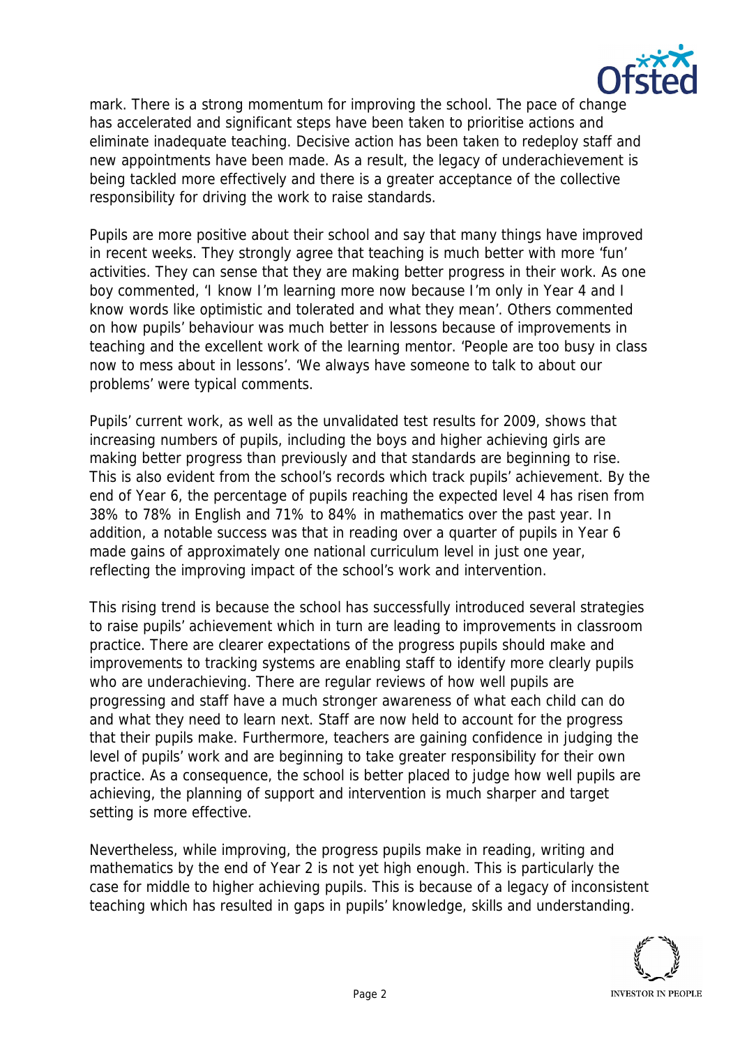mark. There is a strong momentum for improving the school. The pace of change has accelerated and significant steps have been taken to prioritise actions and eliminate inadequate teaching. Decisive action has been taken to redeploy staff and new appointments have been made. As a result, the legacy of underachievement is being tackled more effectively and there is a greater acceptance of the collective responsibility for driving the work to raise standards.

Pupils are more positive about their school and say that many things have improved in recent weeks. They strongly agree that teaching is much better with more 'fun' activities. They can sense that they are making better progress in their work. As one boy commented, 'I know I'm learning more now because I'm only in Year 4 and I know words like optimistic and tolerated and what they mean'. Others commented on how pupils' behaviour was much better in lessons because of improvements in teaching and the excellent work of the learning mentor. 'People are too busy in class now to mess about in lessons'. 'We always have someone to talk to about our problems' were typical comments.

Pupils' current work, as well as the unvalidated test results for 2009, shows that increasing numbers of pupils, including the boys and higher achieving girls are making better progress than previously and that standards are beginning to rise. This is also evident from the school's records which track pupils' achievement. By the end of Year 6, the percentage of pupils reaching the expected level 4 has risen from 38% to 78% in English and 71% to 84% in mathematics over the past year. In addition, a notable success was that in reading over a quarter of pupils in Year 6 made gains of approximately one national curriculum level in just one year, reflecting the improving impact of the school's work and intervention.

This rising trend is because the school has successfully introduced several strategies to raise pupils' achievement which in turn are leading to improvements in classroom practice. There are clearer expectations of the progress pupils should make and improvements to tracking systems are enabling staff to identify more clearly pupils who are underachieving. There are regular reviews of how well pupils are progressing and staff have a much stronger awareness of what each child can do and what they need to learn next. Staff are now held to account for the progress that their pupils make. Furthermore, teachers are gaining confidence in judging the level of pupils' work and are beginning to take greater responsibility for their own practice. As a consequence, the school is better placed to judge how well pupils are achieving, the planning of support and intervention is much sharper and target setting is more effective.

Nevertheless, while improving, the progress pupils make in reading, writing and mathematics by the end of Year 2 is not yet high enough. This is particularly the case for middle to higher achieving pupils. This is because of a legacy of inconsistent teaching which has resulted in gaps in pupils' knowledge, skills and understanding.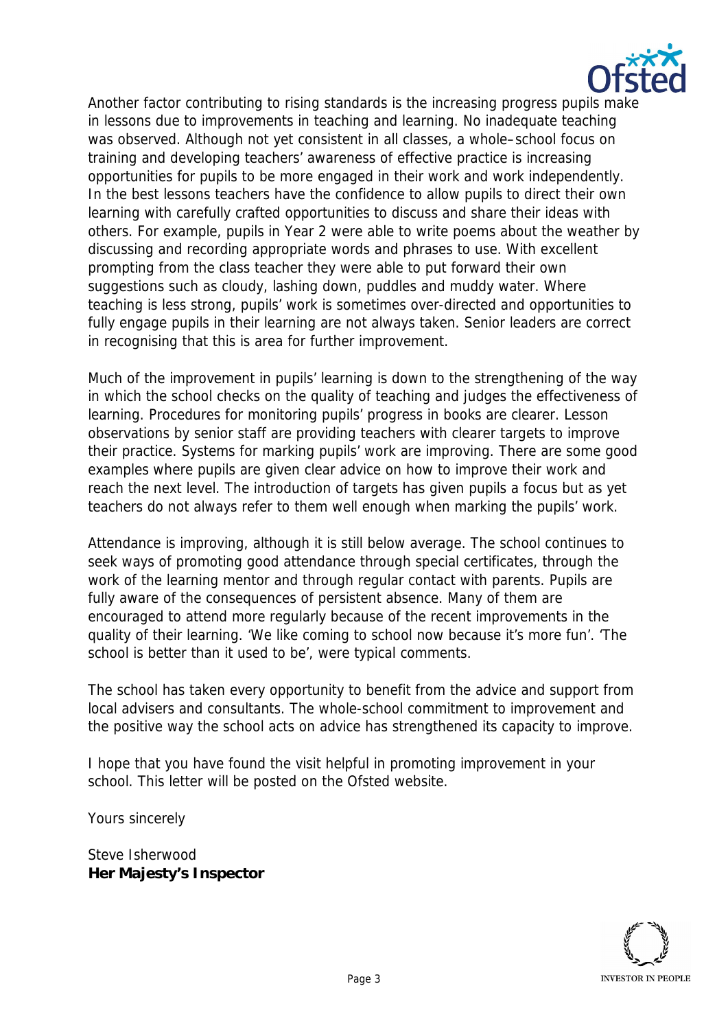Another factor contributing to rising standards is the increasing progress pupils make in lessons due to improvements in teaching and learning. No inadequate teaching was observed. Although not yet consistent in all classes, a whole–school focus on training and developing teachers' awareness of effective practice is increasing opportunities for pupils to be more engaged in their work and work independently. In the best lessons teachers have the confidence to allow pupils to direct their own learning with carefully crafted opportunities to discuss and share their ideas with others. For example, pupils in Year 2 were able to write poems about the weather by discussing and recording appropriate words and phrases to use. With excellent prompting from the class teacher they were able to put forward their own suggestions such as cloudy, lashing down, puddles and muddy water. Where teaching is less strong, pupils' work is sometimes over-directed and opportunities to fully engage pupils in their learning are not always taken. Senior leaders are correct in recognising that this is area for further improvement.

Much of the improvement in pupils' learning is down to the strengthening of the way in which the school checks on the quality of teaching and judges the effectiveness of learning. Procedures for monitoring pupils' progress in books are clearer. Lesson observations by senior staff are providing teachers with clearer targets to improve their practice. Systems for marking pupils' work are improving. There are some good examples where pupils are given clear advice on how to improve their work and reach the next level. The introduction of targets has given pupils a focus but as yet teachers do not always refer to them well enough when marking the pupils' work.

Attendance is improving, although it is still below average. The school continues to seek ways of promoting good attendance through special certificates, through the work of the learning mentor and through regular contact with parents. Pupils are fully aware of the consequences of persistent absence. Many of them are encouraged to attend more regularly because of the recent improvements in the quality of their learning. 'We like coming to school now because it's more fun'. 'The school is better than it used to be', were typical comments.

The school has taken every opportunity to benefit from the advice and support from local advisers and consultants. The whole-school commitment to improvement and the positive way the school acts on advice has strengthened its capacity to improve.

I hope that you have found the visit helpful in promoting improvement in your school. This letter will be posted on the Ofsted website.

Yours sincerely

Steve Isherwood
**Her Majesty's Inspector**